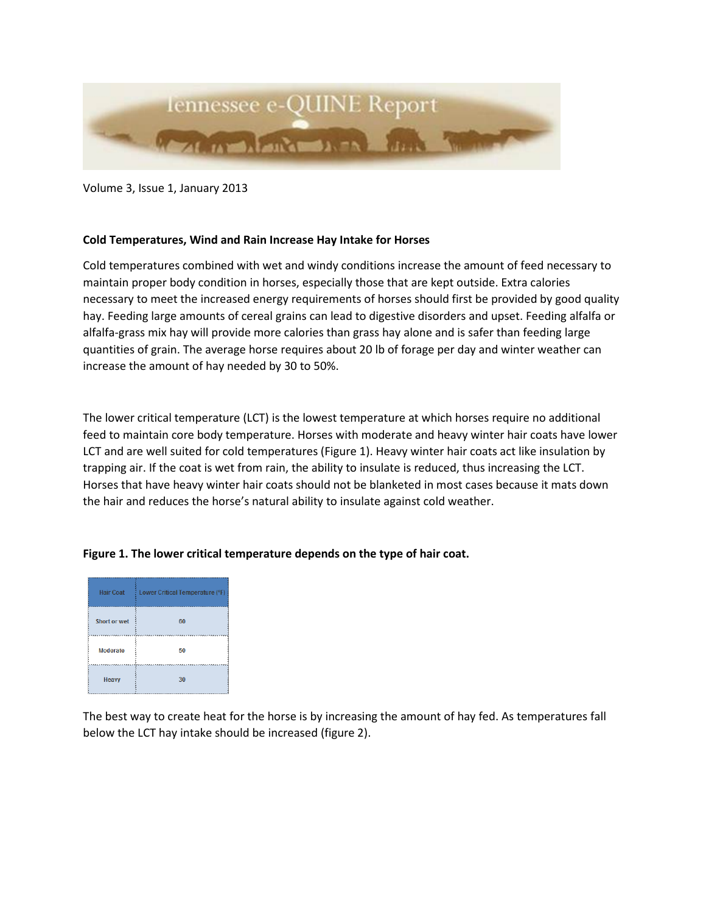# Tennessee e-QUINE Report

Volume 3, Issue 1, January 2013

**Cold Temperatures, Wind and Rain Increase Hay Intake for Horses**

Cold temperatures combined with wet and windy conditions increase the amount of feed necessary to maintain proper body condition in horses, especially those that are kept outside. Extra calories necessary to meet the increased energy requirements of horses should first be provided by good quality hay. Feeding large amounts of cereal grains can lead to digestive disorders and upset. Feeding alfalfa or alfalfa-grass mix hay will provide more calories than grass hay alone and is safer than feeding large quantities of grain. The average horse requires about 20 lb of forage per day and winter weather can increase the amount of hay needed by 30 to 50%.

The lower critical temperature (LCT) is the lowest temperature at which horses require no additional feed to maintain core body temperature. Horses with moderate and heavy winter hair coats have lower LCT and are well suited for cold temperatures (Figure 1). Heavy winter hair coats act like insulation by trapping air. If the coat is wet from rain, the ability to insulate is reduced, thus increasing the LCT. Horses that have heavy winter hair coats should not be blanketed in most cases because it mats down the hair and reduces the horse's natural ability to insulate against cold weather.

**Figure 1. The lower critical temperature depends on the type of hair coat.**

| Hair Coat | Lower Critical Temperature (°F) |
|---|---|
| Short or wet | 60 |
| Moderate | 50 |
| Heavy | 30 |

The best way to create heat for the horse is by increasing the amount of hay fed. As temperatures fall below the LCT hay intake should be increased (figure 2).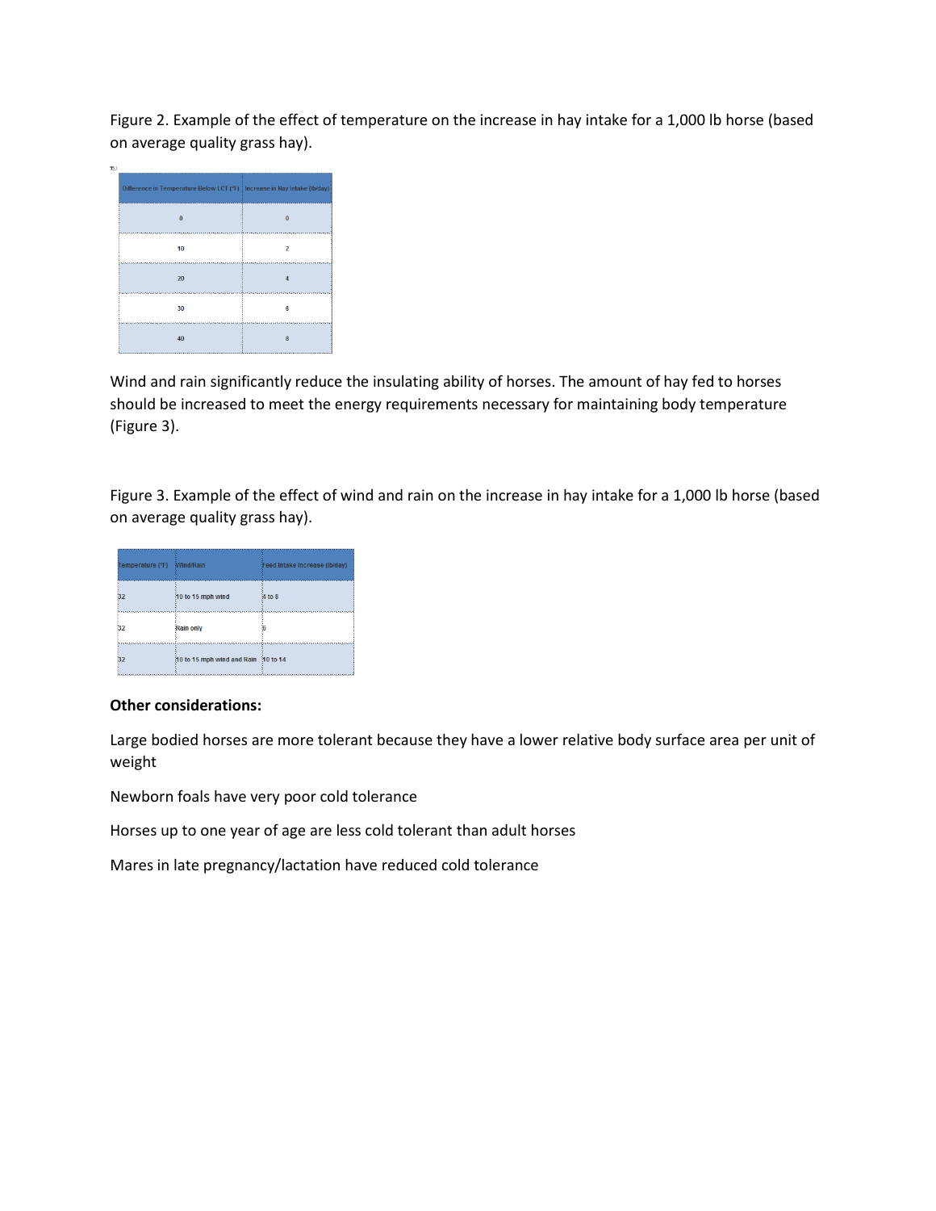Figure 2. Example of the effect of temperature on the increase in hay intake for a 1,000 lb horse (based on average quality grass hay).

| Difference in Temperature Below LCT (°F) | Increase in Hay Intake (lb/day) |
| --- | --- |
| 0 | 0 |
| 10 | 2 |
| 20 | 4 |
| 30 | 6 |
| 40 | 8 |

Wind and rain significantly reduce the insulating ability of horses. The amount of hay fed to horses should be increased to meet the energy requirements necessary for maintaining body temperature (Figure 3).

Figure 3. Example of the effect of wind and rain on the increase in hay intake for a 1,000 lb horse (based on average quality grass hay).

| Temperature (°F) | Wind/Rain | Feed Intake Increase (lb/day) |
| --- | --- | --- |
| 32 | 10 to 15 mph wind | 4 to 8 |
| 32 | Rain only | 5 |
| 32 | 10 to 15 mph wind and Rain | 10 to 14 |

**Other considerations:**

Large bodied horses are more tolerant because they have a lower relative body surface area per unit of weight

Newborn foals have very poor cold tolerance

Horses up to one year of age are less cold tolerant than adult horses

Mares in late pregnancy/lactation have reduced cold tolerance